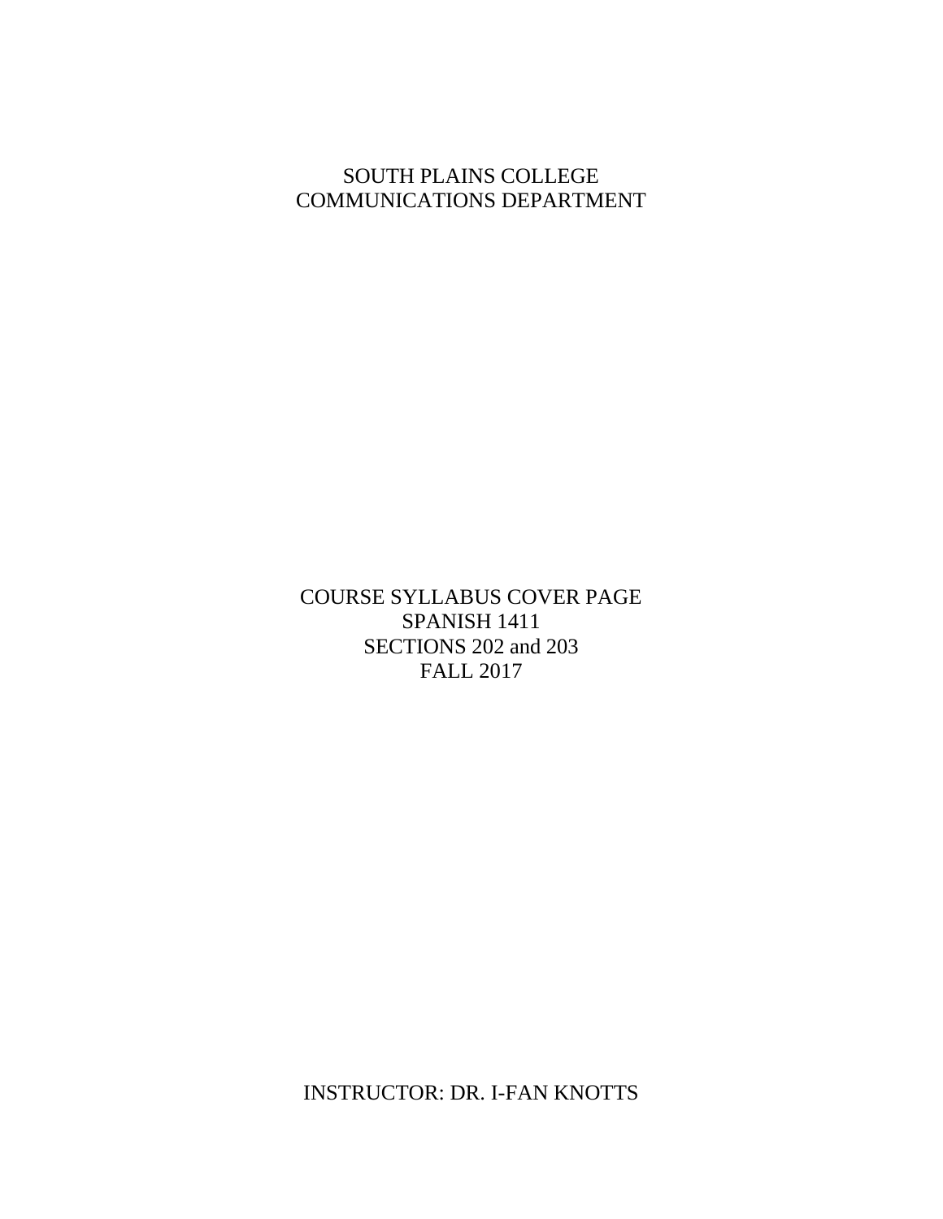SOUTH PLAINS COLLEGE
COMMUNICATIONS DEPARTMENT

COURSE SYLLABUS COVER PAGE
SPANISH 1411
SECTIONS 202 and 203
FALL 2017

INSTRUCTOR: DR. I-FAN KNOTTS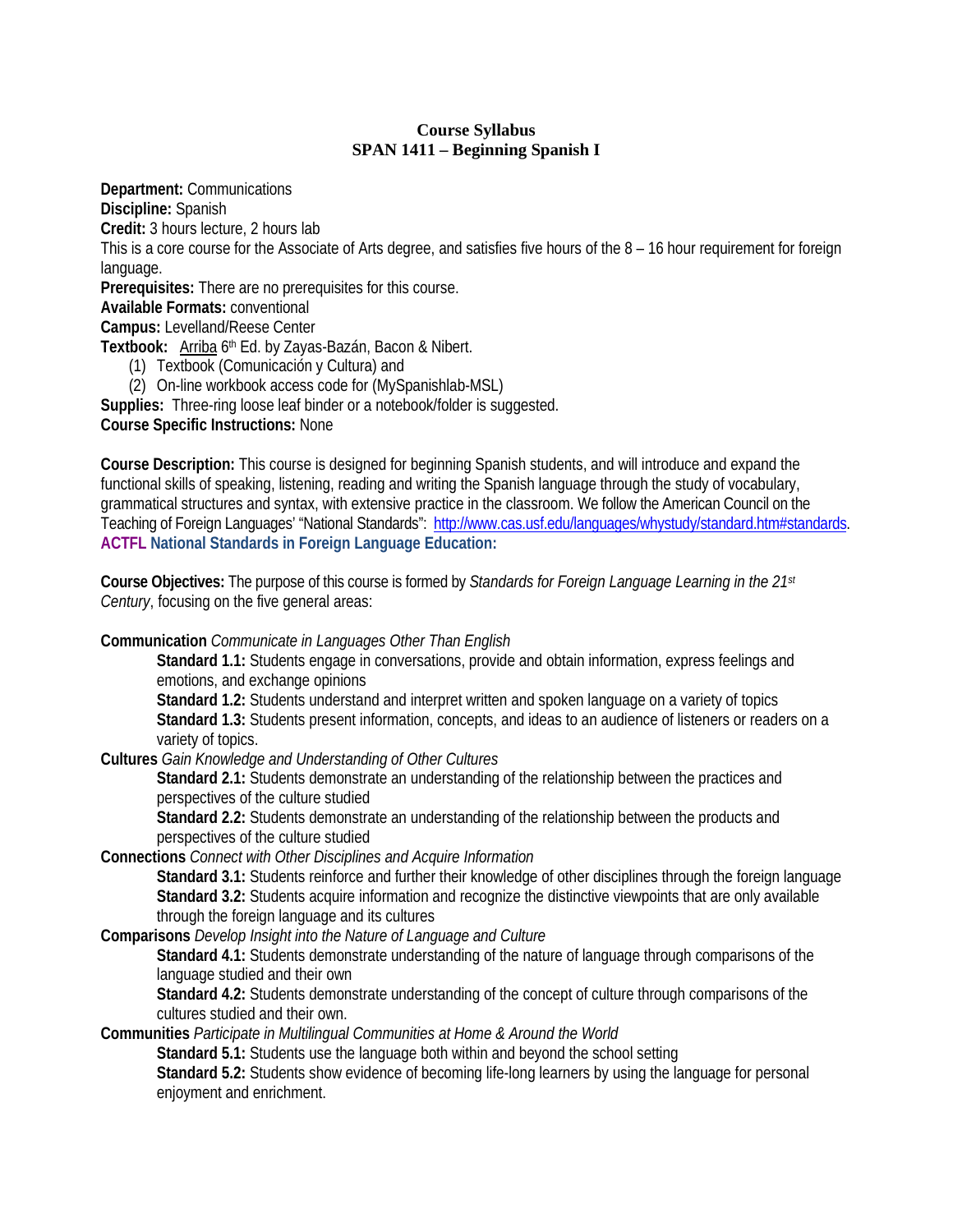# Course Syllabus
## SPAN 1411 – Beginning Spanish I

**Department:** Communications
**Discipline:** Spanish
**Credit:** 3 hours lecture, 2 hours lab
This is a core course for the Associate of Arts degree, and satisfies five hours of the 8 – 16 hour requirement for foreign language.
**Prerequisites:** There are no prerequisites for this course.
**Available Formats:** conventional
**Campus:** Levelland/Reese Center
**Textbook:** Arriba 6th Ed. by Zayas-Bazán, Bacon & Nibert.

1. Textbook (Comunicación y Cultura) and
2. On-line workbook access code for (MySpanishlab-MSL)

**Supplies:** Three-ring loose leaf binder or a notebook/folder is suggested.
**Course Specific Instructions:** None

**Course Description:** This course is designed for beginning Spanish students, and will introduce and expand the functional skills of speaking, listening, reading and writing the Spanish language through the study of vocabulary, grammatical structures and syntax, with extensive practice in the classroom. We follow the American Council on the Teaching of Foreign Languages' "National Standards": http://www.cas.usf.edu/languages/whystudy/standard.htm#standards.
**ACTFL National Standards in Foreign Language Education:**

**Course Objectives:** The purpose of this course is formed by *Standards for Foreign Language Learning in the 21st Century*, focusing on the five general areas:

**Communication** *Communicate in Languages Other Than English*

- **Standard 1.1:** Students engage in conversations, provide and obtain information, express feelings and emotions, and exchange opinions
- **Standard 1.2:** Students understand and interpret written and spoken language on a variety of topics
- **Standard 1.3:** Students present information, concepts, and ideas to an audience of listeners or readers on a variety of topics.

**Cultures** *Gain Knowledge and Understanding of Other Cultures*

- **Standard 2.1:** Students demonstrate an understanding of the relationship between the practices and perspectives of the culture studied
- **Standard 2.2:** Students demonstrate an understanding of the relationship between the products and perspectives of the culture studied

**Connections** *Connect with Other Disciplines and Acquire Information*

- **Standard 3.1:** Students reinforce and further their knowledge of other disciplines through the foreign language
- **Standard 3.2:** Students acquire information and recognize the distinctive viewpoints that are only available through the foreign language and its cultures

**Comparisons** *Develop Insight into the Nature of Language and Culture*

- **Standard 4.1:** Students demonstrate understanding of the nature of language through comparisons of the language studied and their own
- **Standard 4.2:** Students demonstrate understanding of the concept of culture through comparisons of the cultures studied and their own.

**Communities** *Participate in Multilingual Communities at Home & Around the World*

- **Standard 5.1:** Students use the language both within and beyond the school setting
- **Standard 5.2:** Students show evidence of becoming life-long learners by using the language for personal enjoyment and enrichment.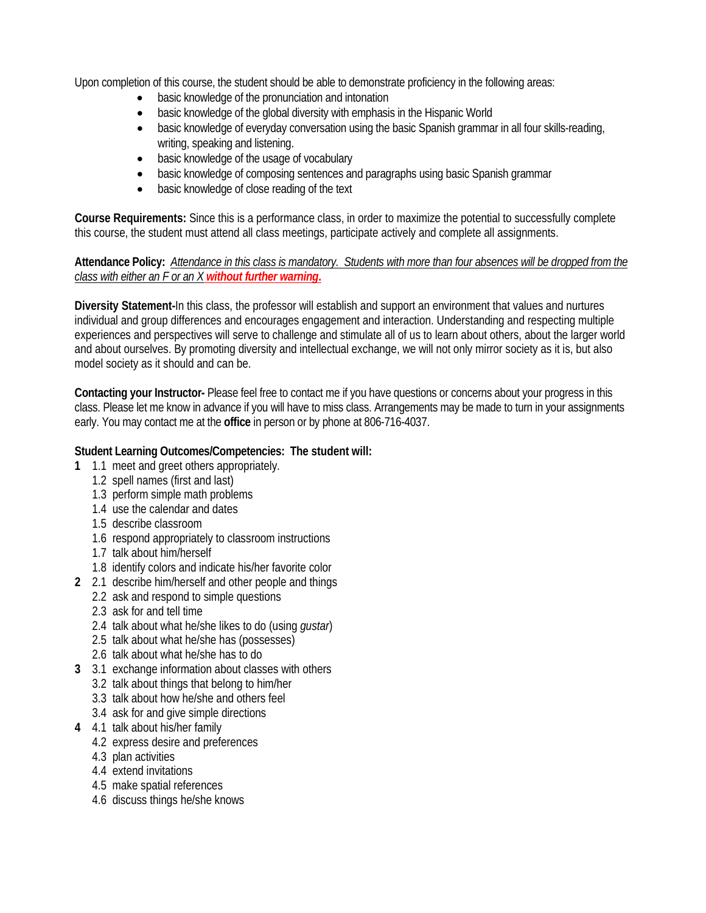Upon completion of this course, the student should be able to demonstrate proficiency in the following areas:

- basic knowledge of the pronunciation and intonation
- basic knowledge of the global diversity with emphasis in the Hispanic World
- basic knowledge of everyday conversation using the basic Spanish grammar in all four skills-reading, writing, speaking and listening.
- basic knowledge of the usage of vocabulary
- basic knowledge of composing sentences and paragraphs using basic Spanish grammar
- basic knowledge of close reading of the text

**Course Requirements:** Since this is a performance class, in order to maximize the potential to successfully complete this course, the student must attend all class meetings, participate actively and complete all assignments.

**Attendance Policy:** *Attendance in this class is mandatory. Students with more than four absences will be dropped from the class with either an F or an X* ***without further warning.***

**Diversity Statement-**In this class, the professor will establish and support an environment that values and nurtures individual and group differences and encourages engagement and interaction. Understanding and respecting multiple experiences and perspectives will serve to challenge and stimulate all of us to learn about others, about the larger world and about ourselves. By promoting diversity and intellectual exchange, we will not only mirror society as it is, but also model society as it should and can be.

**Contacting your Instructor-** Please feel free to contact me if you have questions or concerns about your progress in this class. Please let me know in advance if you will have to miss class. Arrangements may be made to turn in your assignments early. You may contact me at the **office** in person or by phone at 806-716-4037.

**Student Learning Outcomes/Competencies: The student will:**

**1**
- 1.1 meet and greet others appropriately.
- 1.2 spell names (first and last)
- 1.3 perform simple math problems
- 1.4 use the calendar and dates
- 1.5 describe classroom
- 1.6 respond appropriately to classroom instructions
- 1.7 talk about him/herself
- 1.8 identify colors and indicate his/her favorite color

**2**
- 2.1 describe him/herself and other people and things
- 2.2 ask and respond to simple questions
- 2.3 ask for and tell time
- 2.4 talk about what he/she likes to do (using *gustar*)
- 2.5 talk about what he/she has (possesses)
- 2.6 talk about what he/she has to do

**3**
- 3.1 exchange information about classes with others
- 3.2 talk about things that belong to him/her
- 3.3 talk about how he/she and others feel
- 3.4 ask for and give simple directions

**4**
- 4.1 talk about his/her family
- 4.2 express desire and preferences
- 4.3 plan activities
- 4.4 extend invitations
- 4.5 make spatial references
- 4.6 discuss things he/she knows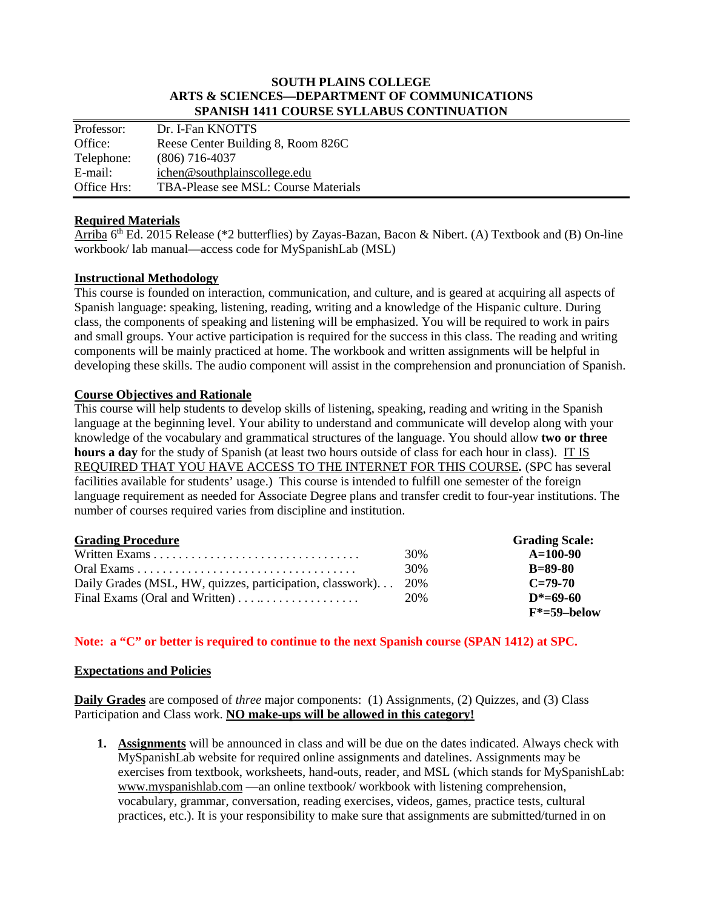**SOUTH PLAINS COLLEGE**
**ARTS & SCIENCES—DEPARTMENT OF COMMUNICATIONS**
**SPANISH 1411 COURSE SYLLABUS CONTINUATION**

| | |
|---|---|
| Professor: | Dr. I-Fan KNOTTS |
| Office: | Reese Center Building 8, Room 826C |
| Telephone: | (806) 716-4037 |
| E-mail: | ichen@southplainscollege.edu |
| Office Hrs: | TBA-Please see MSL: Course Materials |

**Required Materials**

Arriba 6th Ed. 2015 Release (*2 butterflies) by Zayas-Bazan, Bacon & Nibert. (A) Textbook and (B) On-line workbook/ lab manual—access code for MySpanishLab (MSL)

**Instructional Methodology**

This course is founded on interaction, communication, and culture, and is geared at acquiring all aspects of Spanish language: speaking, listening, reading, writing and a knowledge of the Hispanic culture. During class, the components of speaking and listening will be emphasized. You will be required to work in pairs and small groups. Your active participation is required for the success in this class. The reading and writing components will be mainly practiced at home. The workbook and written assignments will be helpful in developing these skills. The audio component will assist in the comprehension and pronunciation of Spanish.

**Course Objectives and Rationale**

This course will help students to develop skills of listening, speaking, reading and writing in the Spanish language at the beginning level. Your ability to understand and communicate will develop along with your knowledge of the vocabulary and grammatical structures of the language. You should allow **two or three hours a day** for the study of Spanish (at least two hours outside of class for each hour in class). IT IS REQUIRED THAT YOU HAVE ACCESS TO THE INTERNET FOR THIS COURSE**.** (SPC has several facilities available for students' usage.) This course is intended to fulfill one semester of the foreign language requirement as needed for Associate Degree plans and transfer credit to four-year institutions. The number of courses required varies from discipline and institution.

| **Grading Procedure** | | **Grading Scale:** |
|---|---|---|
| Written Exams . . . . . . . . . . . . . . . . . . . . . . . . . . . . . . . . . | 30% | **A=100-90** |
| Oral Exams . . . . . . . . . . . . . . . . . . . . . . . . . . . . . . . . . . | 30% | **B=89-80** |
| Daily Grades (MSL, HW, quizzes, participation, classwork). . . | 20% | **C=79-70** |
| Final Exams (Oral and Written) . . . .. . . . . . . . . . . . . . . . . | 20% | **D*=69-60** |
| | | **F*=59–below** |

**Note: a "C" or better is required to continue to the next Spanish course (SPAN 1412) at SPC.**

**Expectations and Policies**

**Daily Grades** are composed of *three* major components: (1) Assignments, (2) Quizzes, and (3) Class Participation and Class work. **NO make-ups will be allowed in this category!**

1. **Assignments** will be announced in class and will be due on the dates indicated. Always check with MySpanishLab website for required online assignments and datelines. Assignments may be exercises from textbook, worksheets, hand-outs, reader, and MSL (which stands for MySpanishLab: www.myspanishlab.com —an online textbook/ workbook with listening comprehension, vocabulary, grammar, conversation, reading exercises, videos, games, practice tests, cultural practices, etc.). It is your responsibility to make sure that assignments are submitted/turned in on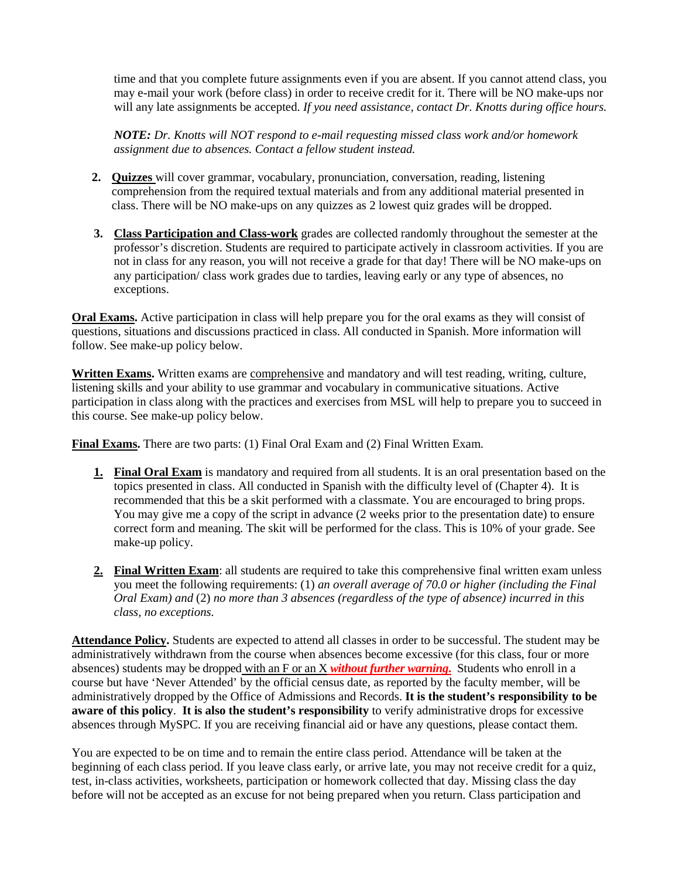time and that you complete future assignments even if you are absent. If you cannot attend class, you may e-mail your work (before class) in order to receive credit for it. There will be NO make-ups nor will any late assignments be accepted. *If you need assistance, contact Dr. Knotts during office hours.*

***NOTE:*** *Dr. Knotts will NOT respond to e-mail requesting missed class work and/or homework assignment due to absences. Contact a fellow student instead.*

2. **Quizzes** will cover grammar, vocabulary, pronunciation, conversation, reading, listening comprehension from the required textual materials and from any additional material presented in class. There will be NO make-ups on any quizzes as 2 lowest quiz grades will be dropped.

3. **Class Participation and Class-work** grades are collected randomly throughout the semester at the professor's discretion. Students are required to participate actively in classroom activities. If you are not in class for any reason, you will not receive a grade for that day! There will be NO make-ups on any participation/ class work grades due to tardies, leaving early or any type of absences, no exceptions.

**Oral Exams.** Active participation in class will help prepare you for the oral exams as they will consist of questions, situations and discussions practiced in class. All conducted in Spanish. More information will follow. See make-up policy below.

**Written Exams.** Written exams are comprehensive and mandatory and will test reading, writing, culture, listening skills and your ability to use grammar and vocabulary in communicative situations. Active participation in class along with the practices and exercises from MSL will help to prepare you to succeed in this course. See make-up policy below.

**Final Exams.** There are two parts: (1) Final Oral Exam and (2) Final Written Exam.

1. **Final Oral Exam** is mandatory and required from all students. It is an oral presentation based on the topics presented in class. All conducted in Spanish with the difficulty level of (Chapter 4). It is recommended that this be a skit performed with a classmate. You are encouraged to bring props. You may give me a copy of the script in advance (2 weeks prior to the presentation date) to ensure correct form and meaning. The skit will be performed for the class. This is 10% of your grade. See make-up policy.

2. **Final Written Exam**: all students are required to take this comprehensive final written exam unless you meet the following requirements: (1) *an overall average of 70.0 or higher (including the Final Oral Exam) and* (2) *no more than 3 absences (regardless of the type of absence) incurred in this class, no exceptions.*

**Attendance Policy.** Students are expected to attend all classes in order to be successful. The student may be administratively withdrawn from the course when absences become excessive (for this class, four or more absences) students may be dropped with an F or an X ***without further warning.*** Students who enroll in a course but have 'Never Attended' by the official census date, as reported by the faculty member, will be administratively dropped by the Office of Admissions and Records. **It is the student's responsibility to be aware of this policy**. **It is also the student's responsibility** to verify administrative drops for excessive absences through MySPC. If you are receiving financial aid or have any questions, please contact them.

You are expected to be on time and to remain the entire class period. Attendance will be taken at the beginning of each class period. If you leave class early, or arrive late, you may not receive credit for a quiz, test, in-class activities, worksheets, participation or homework collected that day. Missing class the day before will not be accepted as an excuse for not being prepared when you return. Class participation and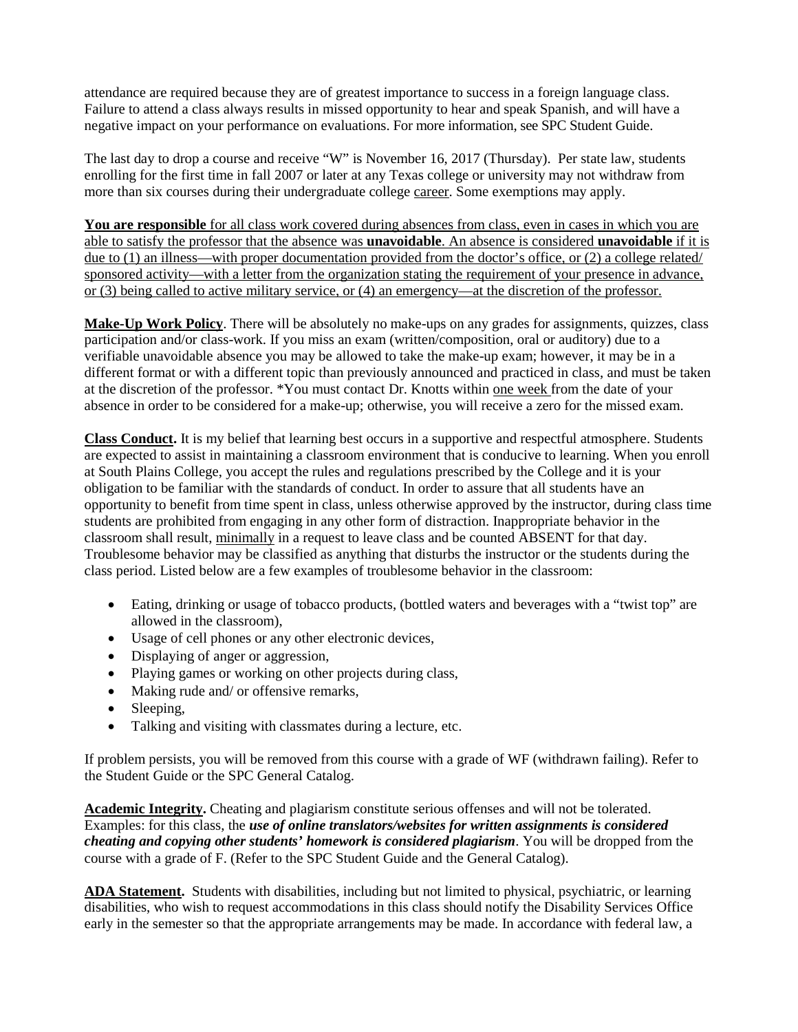attendance are required because they are of greatest importance to success in a foreign language class. Failure to attend a class always results in missed opportunity to hear and speak Spanish, and will have a negative impact on your performance on evaluations. For more information, see SPC Student Guide.

The last day to drop a course and receive "W" is November 16, 2017 (Thursday). Per state law, students enrolling for the first time in fall 2007 or later at any Texas college or university may not withdraw from more than six courses during their undergraduate college career. Some exemptions may apply.

**You are responsible** for all class work covered during absences from class, even in cases in which you are able to satisfy the professor that the absence was **unavoidable**. An absence is considered **unavoidable** if it is due to (1) an illness—with proper documentation provided from the doctor's office, or (2) a college related/ sponsored activity—with a letter from the organization stating the requirement of your presence in advance, or (3) being called to active military service, or (4) an emergency—at the discretion of the professor.

**Make-Up Work Policy**. There will be absolutely no make-ups on any grades for assignments, quizzes, class participation and/or class-work. If you miss an exam (written/composition, oral or auditory) due to a verifiable unavoidable absence you may be allowed to take the make-up exam; however, it may be in a different format or with a different topic than previously announced and practiced in class, and must be taken at the discretion of the professor. *You must contact Dr. Knotts within one week from the date of your absence in order to be considered for a make-up; otherwise, you will receive a zero for the missed exam.

**Class Conduct.** It is my belief that learning best occurs in a supportive and respectful atmosphere. Students are expected to assist in maintaining a classroom environment that is conducive to learning. When you enroll at South Plains College, you accept the rules and regulations prescribed by the College and it is your obligation to be familiar with the standards of conduct. In order to assure that all students have an opportunity to benefit from time spent in class, unless otherwise approved by the instructor, during class time students are prohibited from engaging in any other form of distraction. Inappropriate behavior in the classroom shall result, minimally in a request to leave class and be counted ABSENT for that day. Troublesome behavior may be classified as anything that disturbs the instructor or the students during the class period. Listed below are a few examples of troublesome behavior in the classroom:

- Eating, drinking or usage of tobacco products, (bottled waters and beverages with a "twist top" are allowed in the classroom),
- Usage of cell phones or any other electronic devices,
- Displaying of anger or aggression,
- Playing games or working on other projects during class,
- Making rude and/ or offensive remarks,
- Sleeping,
- Talking and visiting with classmates during a lecture, etc.

If problem persists, you will be removed from this course with a grade of WF (withdrawn failing). Refer to the Student Guide or the SPC General Catalog.

**Academic Integrity.** Cheating and plagiarism constitute serious offenses and will not be tolerated. Examples: for this class, the ***use of online translators/websites for written assignments is considered cheating and copying other students' homework is considered plagiarism***. You will be dropped from the course with a grade of F. (Refer to the SPC Student Guide and the General Catalog).

**ADA Statement.** Students with disabilities, including but not limited to physical, psychiatric, or learning disabilities, who wish to request accommodations in this class should notify the Disability Services Office early in the semester so that the appropriate arrangements may be made. In accordance with federal law, a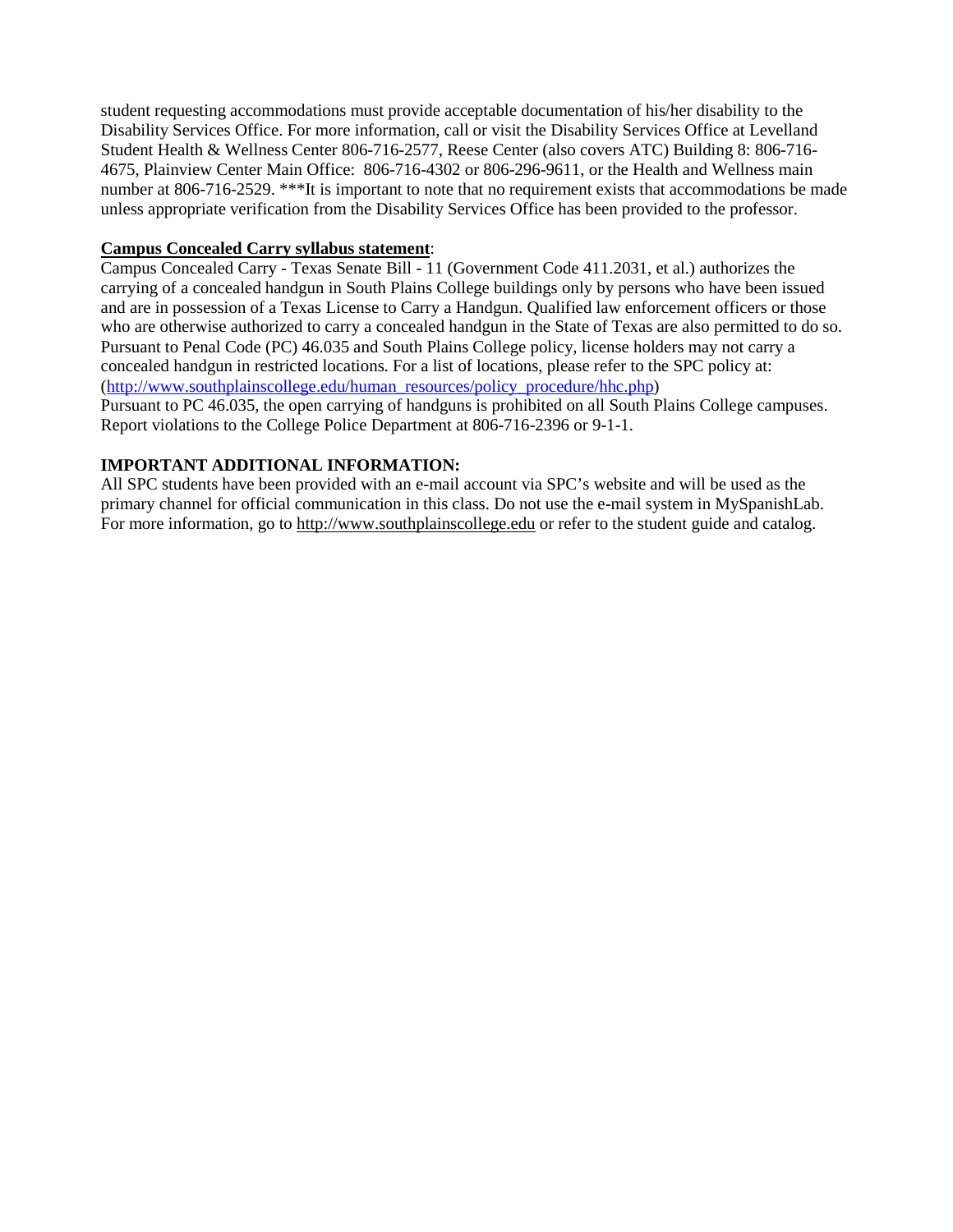student requesting accommodations must provide acceptable documentation of his/her disability to the Disability Services Office. For more information, call or visit the Disability Services Office at Levelland Student Health & Wellness Center 806-716-2577, Reese Center (also covers ATC) Building 8: 806-716-4675, Plainview Center Main Office: 806-716-4302 or 806-296-9611, or the Health and Wellness main number at 806-716-2529. ***It is important to note that no requirement exists that accommodations be made unless appropriate verification from the Disability Services Office has been provided to the professor.

**Campus Concealed Carry syllabus statement**:

Campus Concealed Carry - Texas Senate Bill - 11 (Government Code 411.2031, et al.) authorizes the carrying of a concealed handgun in South Plains College buildings only by persons who have been issued and are in possession of a Texas License to Carry a Handgun. Qualified law enforcement officers or those who are otherwise authorized to carry a concealed handgun in the State of Texas are also permitted to do so. Pursuant to Penal Code (PC) 46.035 and South Plains College policy, license holders may not carry a concealed handgun in restricted locations. For a list of locations, please refer to the SPC policy at: (http://www.southplainscollege.edu/human_resources/policy_procedure/hhc.php)

Pursuant to PC 46.035, the open carrying of handguns is prohibited on all South Plains College campuses. Report violations to the College Police Department at 806-716-2396 or 9-1-1.

**IMPORTANT ADDITIONAL INFORMATION:**

All SPC students have been provided with an e-mail account via SPC's website and will be used as the primary channel for official communication in this class. Do not use the e-mail system in MySpanishLab. For more information, go to http://www.southplainscollege.edu or refer to the student guide and catalog.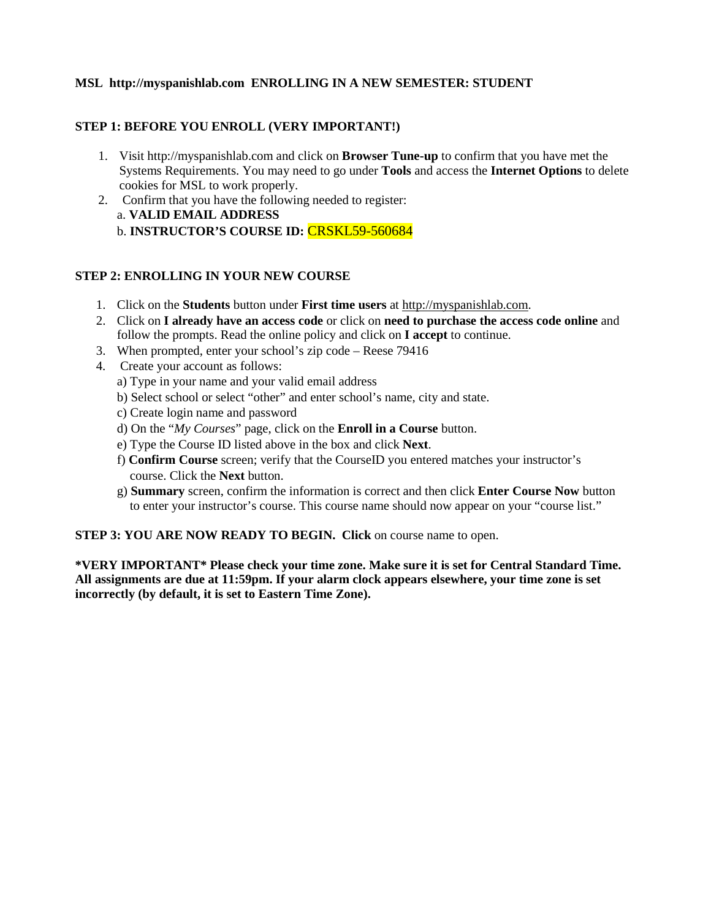**MSL http://myspanishlab.com ENROLLING IN A NEW SEMESTER: STUDENT**

**STEP 1: BEFORE YOU ENROLL (VERY IMPORTANT!)**

1. Visit http://myspanishlab.com and click on **Browser Tune-up** to confirm that you have met the Systems Requirements. You may need to go under **Tools** and access the **Internet Options** to delete cookies for MSL to work properly.
2. Confirm that you have the following needed to register:
   a. **VALID EMAIL ADDRESS**
   b. **INSTRUCTOR'S COURSE ID:** CRSKL59-560684

**STEP 2: ENROLLING IN YOUR NEW COURSE**

1. Click on the **Students** button under **First time users** at http://myspanishlab.com.
2. Click on **I already have an access code** or click on **need to purchase the access code online** and follow the prompts. Read the online policy and click on **I accept** to continue.
3. When prompted, enter your school's zip code – Reese 79416
4. Create your account as follows:
   a) Type in your name and your valid email address
   b) Select school or select "other" and enter school's name, city and state.
   c) Create login name and password
   d) On the "*My Courses*" page, click on the **Enroll in a Course** button.
   e) Type the Course ID listed above in the box and click **Next**.
   f) **Confirm Course** screen; verify that the CourseID you entered matches your instructor's course. Click the **Next** button.
   g) **Summary** screen, confirm the information is correct and then click **Enter Course Now** button to enter your instructor's course. This course name should now appear on your "course list."

**STEP 3: YOU ARE NOW READY TO BEGIN. Click** on course name to open.

**\*VERY IMPORTANT\* Please check your time zone. Make sure it is set for Central Standard Time. All assignments are due at 11:59pm. If your alarm clock appears elsewhere, your time zone is set incorrectly (by default, it is set to Eastern Time Zone).**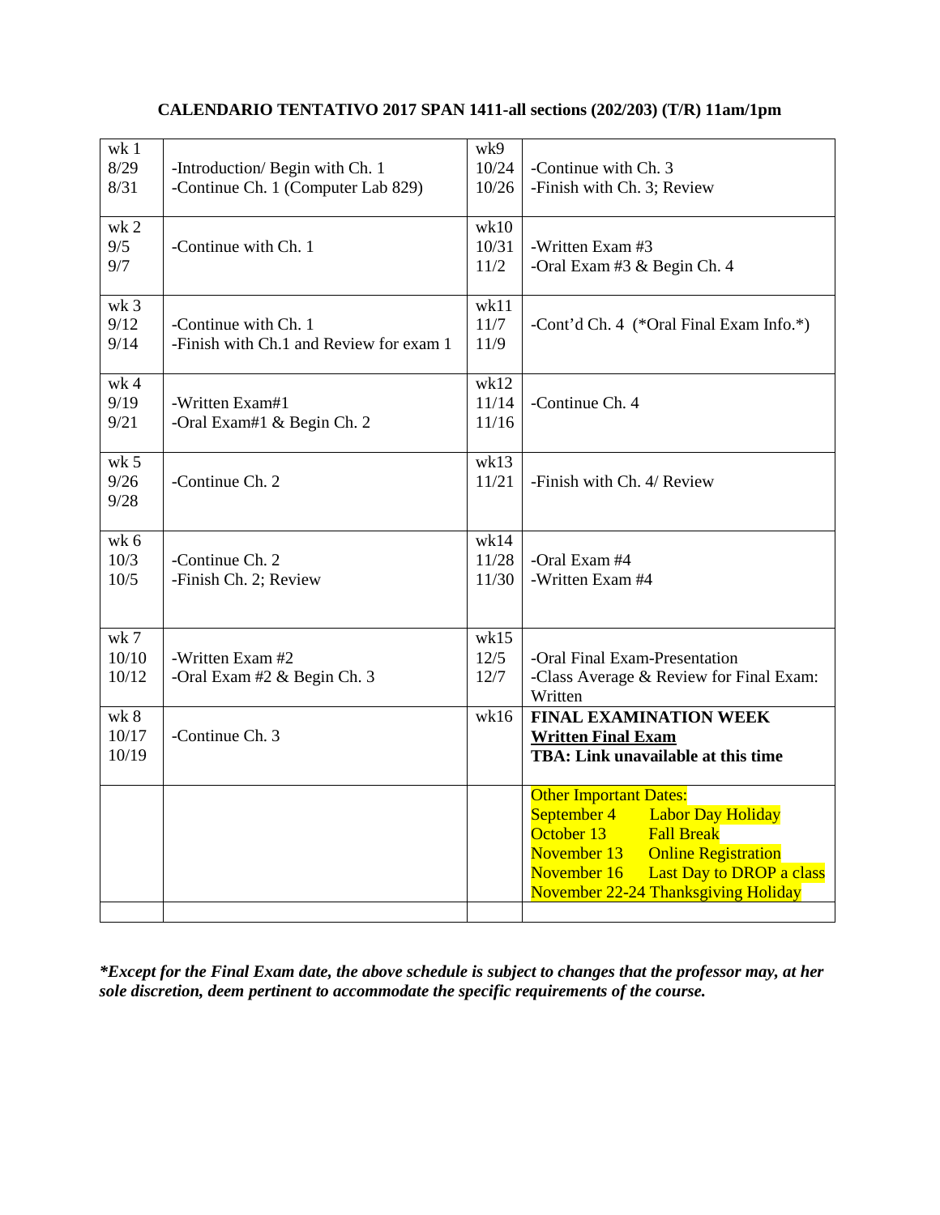**CALENDARIO TENTATIVO 2017 SPAN 1411-all sections (202/203) (T/R) 11am/1pm**

| | | | |
|---|---|---|---|
| wk 1<br>8/29<br>8/31 | -Introduction/ Begin with Ch. 1<br>-Continue Ch. 1 (Computer Lab 829) | wk9<br>10/24<br>10/26 | -Continue with Ch. 3<br>-Finish with Ch. 3; Review |
| wk 2<br>9/5<br>9/7 | -Continue with Ch. 1 | wk10<br>10/31<br>11/2 | -Written Exam #3<br>-Oral Exam #3 & Begin Ch. 4 |
| wk 3<br>9/12<br>9/14 | -Continue with Ch. 1<br>-Finish with Ch.1 and Review for exam 1 | wk11<br>11/7<br>11/9 | -Cont'd Ch. 4 (*Oral Final Exam Info.*) |
| wk 4<br>9/19<br>9/21 | -Written Exam#1<br>-Oral Exam#1 & Begin Ch. 2 | wk12<br>11/14<br>11/16 | -Continue Ch. 4 |
| wk 5<br>9/26<br>9/28 | -Continue Ch. 2 | wk13<br>11/21 | -Finish with Ch. 4/ Review |
| wk 6<br>10/3<br>10/5 | -Continue Ch. 2<br>-Finish Ch. 2; Review | wk14<br>11/28<br>11/30 | -Oral Exam #4<br>-Written Exam #4 |
| wk 7<br>10/10<br>10/12 | -Written Exam #2<br>-Oral Exam #2 & Begin Ch. 3 | wk15<br>12/5<br>12/7 | -Oral Final Exam-Presentation<br>-Class Average & Review for Final Exam: Written |
| wk 8<br>10/17<br>10/19 | -Continue Ch. 3 | wk16 | **FINAL EXAMINATION WEEK**<br>**Written Final Exam**<br>**TBA: Link unavailable at this time** |
| | | | Other Important Dates:<br>September 4 Labor Day Holiday<br>October 13 Fall Break<br>November 13 Online Registration<br>November 16 Last Day to DROP a class<br>November 22-24 Thanksgiving Holiday |
| | | | |

***Except for the Final Exam date, the above schedule is subject to changes that the professor may, at her sole discretion, deem pertinent to accommodate the specific requirements of the course.***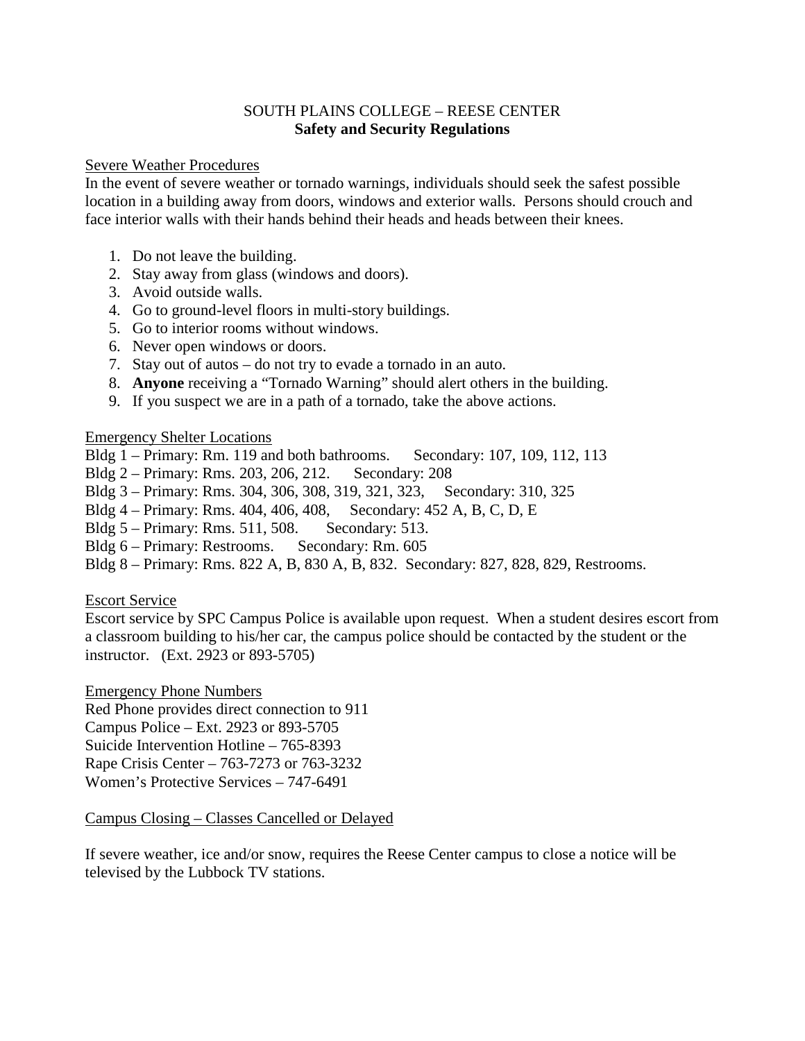SOUTH PLAINS COLLEGE – REESE CENTER

**Safety and Security Regulations**

<u>Severe Weather Procedures</u>

In the event of severe weather or tornado warnings, individuals should seek the safest possible location in a building away from doors, windows and exterior walls. Persons should crouch and face interior walls with their hands behind their heads and heads between their knees.

1. Do not leave the building.
2. Stay away from glass (windows and doors).
3. Avoid outside walls.
4. Go to ground-level floors in multi-story buildings.
5. Go to interior rooms without windows.
6. Never open windows or doors.
7. Stay out of autos – do not try to evade a tornado in an auto.
8. **Anyone** receiving a "Tornado Warning" should alert others in the building.
9. If you suspect we are in a path of a tornado, take the above actions.

<u>Emergency Shelter Locations</u>

Bldg 1 – Primary: Rm. 119 and both bathrooms. Secondary: 107, 109, 112, 113
Bldg 2 – Primary: Rms. 203, 206, 212. Secondary: 208
Bldg 3 – Primary: Rms. 304, 306, 308, 319, 321, 323, Secondary: 310, 325
Bldg 4 – Primary: Rms. 404, 406, 408, Secondary: 452 A, B, C, D, E
Bldg 5 – Primary: Rms. 511, 508. Secondary: 513.
Bldg 6 – Primary: Restrooms. Secondary: Rm. 605
Bldg 8 – Primary: Rms. 822 A, B, 830 A, B, 832. Secondary: 827, 828, 829, Restrooms.

<u>Escort Service</u>

Escort service by SPC Campus Police is available upon request. When a student desires escort from a classroom building to his/her car, the campus police should be contacted by the student or the instructor. (Ext. 2923 or 893-5705)

<u>Emergency Phone Numbers</u>

Red Phone provides direct connection to 911
Campus Police – Ext. 2923 or 893-5705
Suicide Intervention Hotline – 765-8393
Rape Crisis Center – 763-7273 or 763-3232
Women's Protective Services – 747-6491

<u>Campus Closing – Classes Cancelled or Delayed</u>

If severe weather, ice and/or snow, requires the Reese Center campus to close a notice will be televised by the Lubbock TV stations.